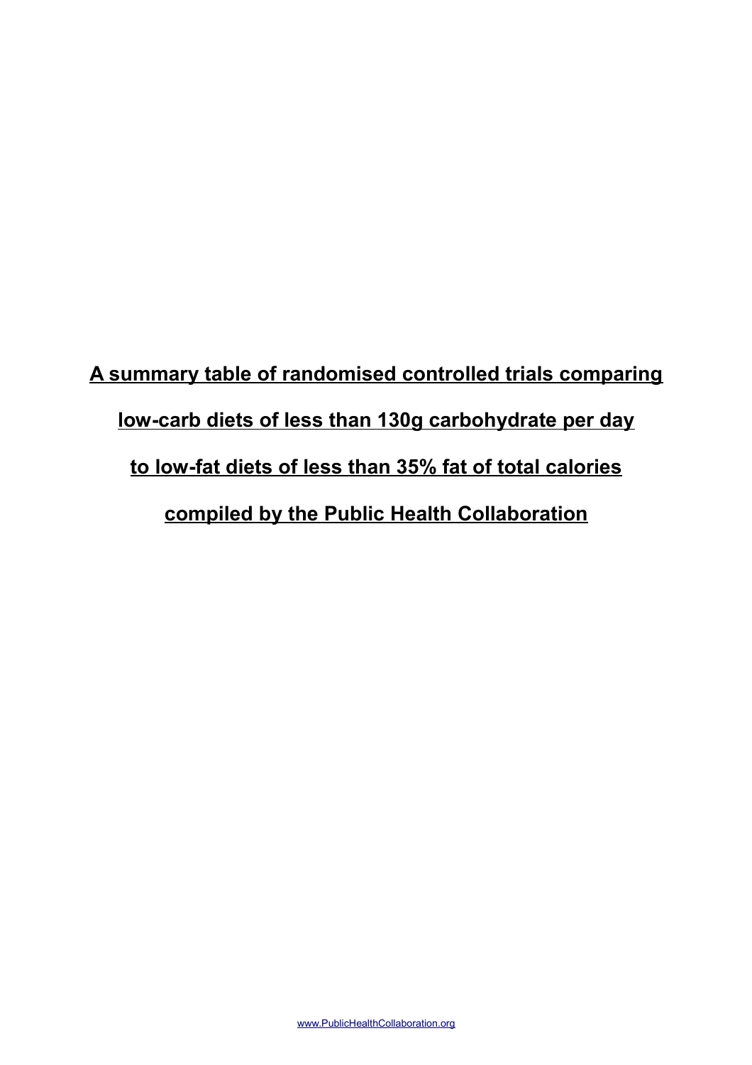# A summary table of randomised controlled trials comparing low-carb diets of less than 130g carbohydrate per day to low-fat diets of less than 35% fat of total calories compiled by the Public Health Collaboration

www.PublicHealthCollaboration.org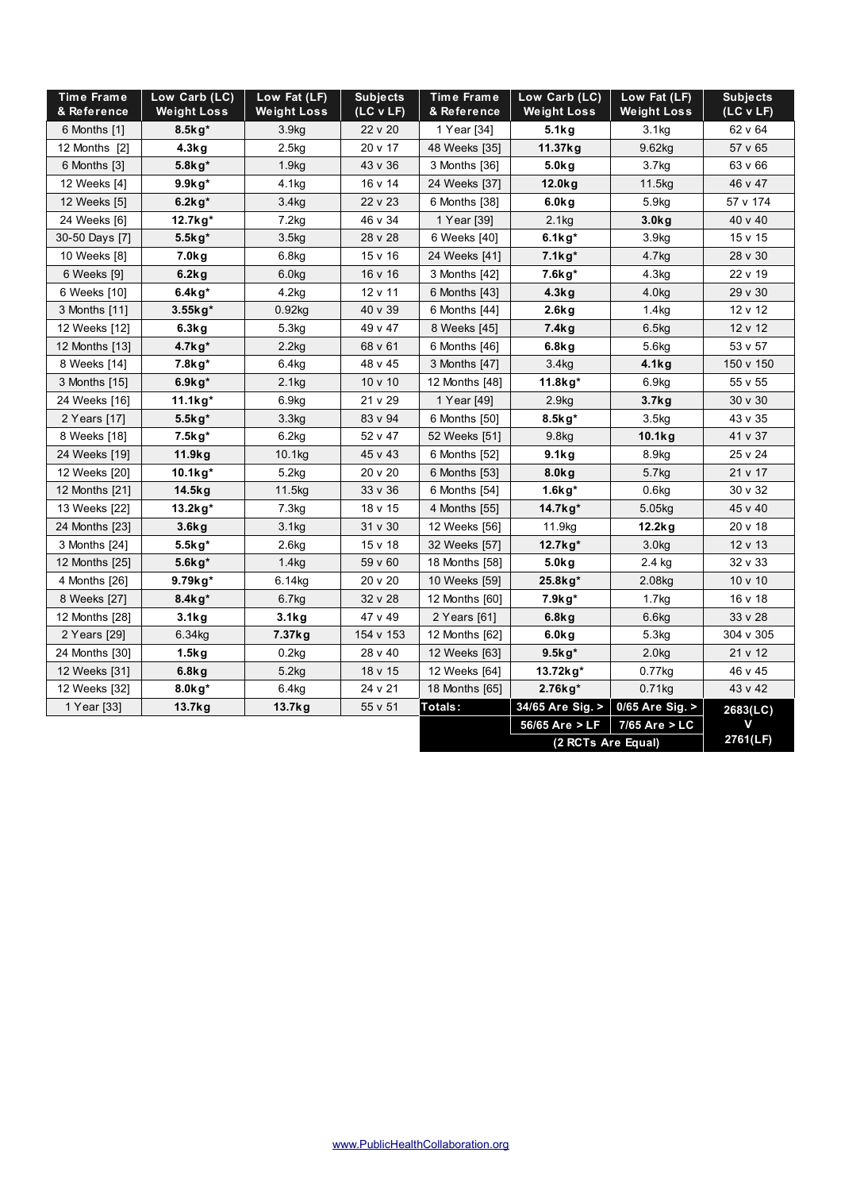| Time Frame & Reference | Low Carb (LC) Weight Loss | Low Fat (LF) Weight Loss | Subjects (LC v LF) | Time Frame & Reference | Low Carb (LC) Weight Loss | Low Fat (LF) Weight Loss | Subjects (LC v LF) |
|---|---|---|---|---|---|---|---|
| 6 Months [1] | **8.5kg*** | 3.9kg | 22 v 20 | 1 Year [34] | **5.1kg** | 3.1kg | 62 v 64 |
| 12 Months [2] | **4.3kg** | 2.5kg | 20 v 17 | 48 Weeks [35] | **11.37kg** | 9.62kg | 57 v 65 |
| 6 Months [3] | **5.8kg*** | 1.9kg | 43 v 36 | 3 Months [36] | **5.0kg** | 3.7kg | 63 v 66 |
| 12 Weeks [4] | **9.9kg*** | 4.1kg | 16 v 14 | 24 Weeks [37] | **12.0kg** | 11.5kg | 46 v 47 |
| 12 Weeks [5] | **6.2kg*** | 3.4kg | 22 v 23 | 6 Months [38] | **6.0kg** | 5.9kg | 57 v 174 |
| 24 Weeks [6] | **12.7kg*** | 7.2kg | 46 v 34 | 1 Year [39] | 2.1kg | **3.0kg** | 40 v 40 |
| 30-50 Days [7] | **5.5kg*** | 3.5kg | 28 v 28 | 6 Weeks [40] | **6.1kg*** | 3.9kg | 15 v 15 |
| 10 Weeks [8] | **7.0kg** | 6.8kg | 15 v 16 | 24 Weeks [41] | **7.1kg*** | 4.7kg | 28 v 30 |
| 6 Weeks [9] | **6.2kg** | 6.0kg | 16 v 16 | 3 Months [42] | **7.6kg*** | 4.3kg | 22 v 19 |
| 6 Weeks [10] | **6.4kg*** | 4.2kg | 12 v 11 | 6 Months [43] | **4.3kg** | 4.0kg | 29 v 30 |
| 3 Months [11] | **3.55kg*** | 0.92kg | 40 v 39 | 6 Months [44] | **2.6kg** | 1.4kg | 12 v 12 |
| 12 Weeks [12] | **6.3kg** | 5.3kg | 49 v 47 | 8 Weeks [45] | **7.4kg** | 6.5kg | 12 v 12 |
| 12 Months [13] | **4.7kg*** | 2.2kg | 68 v 61 | 6 Months [46] | **6.8kg** | 5.6kg | 53 v 57 |
| 8 Weeks [14] | **7.8kg*** | 6.4kg | 48 v 45 | 3 Months [47] | 3.4kg | **4.1kg** | 150 v 150 |
| 3 Months [15] | **6.9kg*** | 2.1kg | 10 v 10 | 12 Months [48] | **11.8kg*** | 6.9kg | 55 v 55 |
| 24 Weeks [16] | **11.1kg*** | 6.9kg | 21 v 29 | 1 Year [49] | 2.9kg | **3.7kg** | 30 v 30 |
| 2 Years [17] | **5.5kg*** | 3.3kg | 83 v 94 | 6 Months [50] | **8.5kg*** | 3.5kg | 43 v 35 |
| 8 Weeks [18] | **7.5kg*** | 6.2kg | 52 v 47 | 52 Weeks [51] | 9.8kg | **10.1kg** | 41 v 37 |
| 24 Weeks [19] | **11.9kg** | 10.1kg | 45 v 43 | 6 Months [52] | **9.1kg** | 8.9kg | 25 v 24 |
| 12 Weeks [20] | **10.1kg*** | 5.2kg | 20 v 20 | 6 Months [53] | **8.0kg** | 5.7kg | 21 v 17 |
| 12 Months [21] | **14.5kg** | 11.5kg | 33 v 36 | 6 Months [54] | **1.6kg*** | 0.6kg | 30 v 32 |
| 13 Weeks [22] | **13.2kg*** | 7.3kg | 18 v 15 | 4 Months [55] | **14.7kg*** | 5.05kg | 45 v 40 |
| 24 Months [23] | **3.6kg** | 3.1kg | 31 v 30 | 12 Weeks [56] | 11.9kg | **12.2kg** | 20 v 18 |
| 3 Months [24] | **5.5kg*** | 2.6kg | 15 v 18 | 32 Weeks [57] | **12.7kg*** | 3.0kg | 12 v 13 |
| 12 Months [25] | **5.6kg*** | 1.4kg | 59 v 60 | 18 Months [58] | **5.0kg** | 2.4 kg | 32 v 33 |
| 4 Months [26] | **9.79kg*** | 6.14kg | 20 v 20 | 10 Weeks [59] | **25.8kg*** | 2.08kg | 10 v 10 |
| 8 Weeks [27] | **8.4kg*** | 6.7kg | 32 v 28 | 12 Months [60] | **7.9kg*** | 1.7kg | 16 v 18 |
| 12 Months [28] | **3.1kg** | **3.1kg** | 47 v 49 | 2 Years [61] | **6.8kg** | 6.6kg | 33 v 28 |
| 2 Years [29] | 6.34kg | **7.37kg** | 154 v 153 | 12 Months [62] | **6.0kg** | 5.3kg | 304 v 305 |
| 24 Months [30] | **1.5kg** | 0.2kg | 28 v 40 | 12 Weeks [63] | **9.5kg*** | 2.0kg | 21 v 12 |
| 12 Weeks [31] | **6.8kg** | 5.2kg | 18 v 15 | 12 Weeks [64] | **13.72kg*** | 0.77kg | 46 v 45 |
| 12 Weeks [32] | **8.0kg*** | 6.4kg | 24 v 21 | 18 Months [65] | **2.76kg*** | 0.71kg | 43 v 42 |
| 1 Year [33] | **13.7kg** | **13.7kg** | 55 v 51 | **Totals:** | **34/65 Are Sig. >** | **0/65 Are Sig. >** | **2683(LC) v 2761(LF)** |
| | | | | | **56/65 Are > LF** | **7/65 Are > LC** | |
| | | | | | **(2 RCTs Are Equal)** | | |

www.PublicHealthCollaboration.org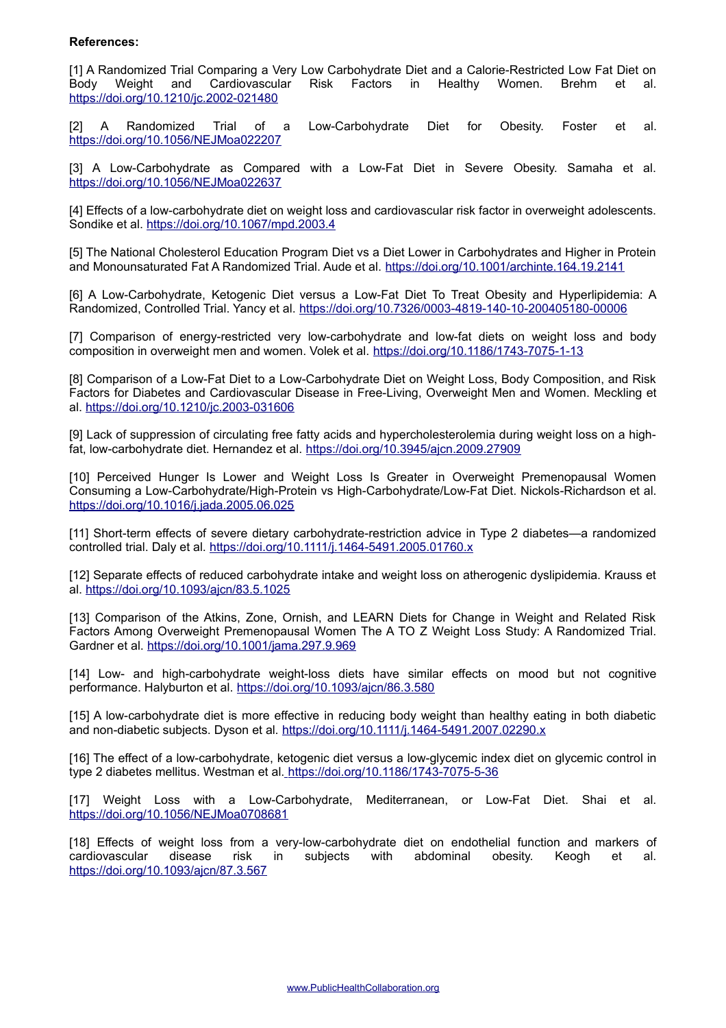**References:**

[1] A Randomized Trial Comparing a Very Low Carbohydrate Diet and a Calorie-Restricted Low Fat Diet on Body Weight and Cardiovascular Risk Factors in Healthy Women. Brehm et al. https://doi.org/10.1210/jc.2002-021480

[2] A Randomized Trial of a Low-Carbohydrate Diet for Obesity. Foster et al. https://doi.org/10.1056/NEJMoa022207

[3] A Low-Carbohydrate as Compared with a Low-Fat Diet in Severe Obesity. Samaha et al. https://doi.org/10.1056/NEJMoa022637

[4] Effects of a low-carbohydrate diet on weight loss and cardiovascular risk factor in overweight adolescents. Sondike et al. https://doi.org/10.1067/mpd.2003.4

[5] The National Cholesterol Education Program Diet vs a Diet Lower in Carbohydrates and Higher in Protein and Monounsaturated Fat A Randomized Trial. Aude et al. https://doi.org/10.1001/archinte.164.19.2141

[6] A Low-Carbohydrate, Ketogenic Diet versus a Low-Fat Diet To Treat Obesity and Hyperlipidemia: A Randomized, Controlled Trial. Yancy et al. https://doi.org/10.7326/0003-4819-140-10-200405180-00006

[7] Comparison of energy-restricted very low-carbohydrate and low-fat diets on weight loss and body composition in overweight men and women. Volek et al. https://doi.org/10.1186/1743-7075-1-13

[8] Comparison of a Low-Fat Diet to a Low-Carbohydrate Diet on Weight Loss, Body Composition, and Risk Factors for Diabetes and Cardiovascular Disease in Free-Living, Overweight Men and Women. Meckling et al. https://doi.org/10.1210/jc.2003-031606

[9] Lack of suppression of circulating free fatty acids and hypercholesterolemia during weight loss on a high-fat, low-carbohydrate diet. Hernandez et al. https://doi.org/10.3945/ajcn.2009.27909

[10] Perceived Hunger Is Lower and Weight Loss Is Greater in Overweight Premenopausal Women Consuming a Low-Carbohydrate/High-Protein vs High-Carbohydrate/Low-Fat Diet. Nickols-Richardson et al. https://doi.org/10.1016/j.jada.2005.06.025

[11] Short-term effects of severe dietary carbohydrate-restriction advice in Type 2 diabetes—a randomized controlled trial. Daly et al. https://doi.org/10.1111/j.1464-5491.2005.01760.x

[12] Separate effects of reduced carbohydrate intake and weight loss on atherogenic dyslipidemia. Krauss et al. https://doi.org/10.1093/ajcn/83.5.1025

[13] Comparison of the Atkins, Zone, Ornish, and LEARN Diets for Change in Weight and Related Risk Factors Among Overweight Premenopausal Women The A TO Z Weight Loss Study: A Randomized Trial. Gardner et al. https://doi.org/10.1001/jama.297.9.969

[14] Low- and high-carbohydrate weight-loss diets have similar effects on mood but not cognitive performance. Halyburton et al. https://doi.org/10.1093/ajcn/86.3.580

[15] A low-carbohydrate diet is more effective in reducing body weight than healthy eating in both diabetic and non-diabetic subjects. Dyson et al. https://doi.org/10.1111/j.1464-5491.2007.02290.x

[16] The effect of a low-carbohydrate, ketogenic diet versus a low-glycemic index diet on glycemic control in type 2 diabetes mellitus. Westman et al. https://doi.org/10.1186/1743-7075-5-36

[17] Weight Loss with a Low-Carbohydrate, Mediterranean, or Low-Fat Diet. Shai et al. https://doi.org/10.1056/NEJMoa0708681

[18] Effects of weight loss from a very-low-carbohydrate diet on endothelial function and markers of cardiovascular disease risk in subjects with abdominal obesity. Keogh et al. https://doi.org/10.1093/ajcn/87.3.567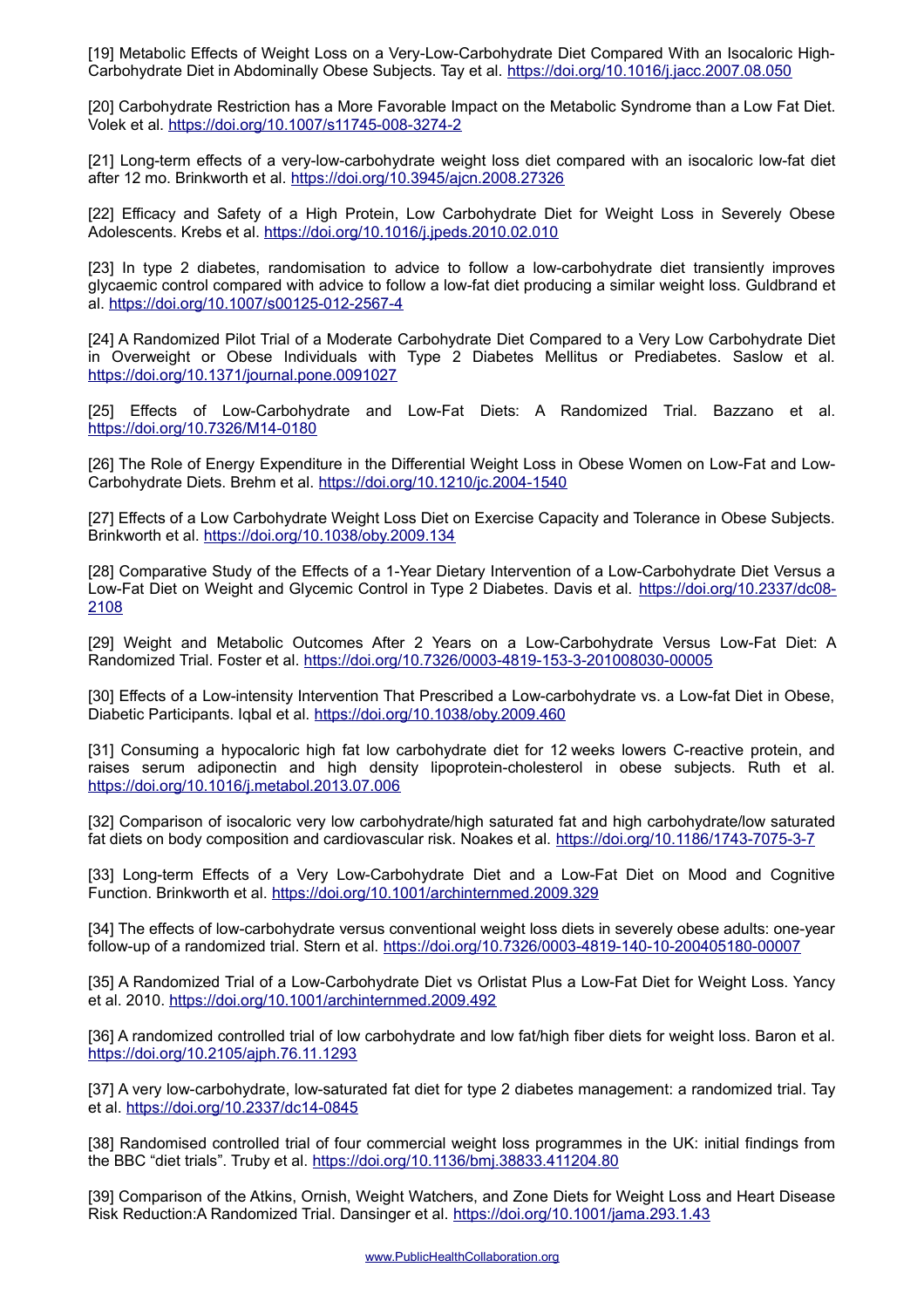[19] Metabolic Effects of Weight Loss on a Very-Low-Carbohydrate Diet Compared With an Isocaloric High-Carbohydrate Diet in Abdominally Obese Subjects. Tay et al. https://doi.org/10.1016/j.jacc.2007.08.050

[20] Carbohydrate Restriction has a More Favorable Impact on the Metabolic Syndrome than a Low Fat Diet. Volek et al. https://doi.org/10.1007/s11745-008-3274-2

[21] Long-term effects of a very-low-carbohydrate weight loss diet compared with an isocaloric low-fat diet after 12 mo. Brinkworth et al. https://doi.org/10.3945/ajcn.2008.27326

[22] Efficacy and Safety of a High Protein, Low Carbohydrate Diet for Weight Loss in Severely Obese Adolescents. Krebs et al. https://doi.org/10.1016/j.jpeds.2010.02.010

[23] In type 2 diabetes, randomisation to advice to follow a low-carbohydrate diet transiently improves glycaemic control compared with advice to follow a low-fat diet producing a similar weight loss. Guldbrand et al. https://doi.org/10.1007/s00125-012-2567-4

[24] A Randomized Pilot Trial of a Moderate Carbohydrate Diet Compared to a Very Low Carbohydrate Diet in Overweight or Obese Individuals with Type 2 Diabetes Mellitus or Prediabetes. Saslow et al. https://doi.org/10.1371/journal.pone.0091027

[25] Effects of Low-Carbohydrate and Low-Fat Diets: A Randomized Trial. Bazzano et al. https://doi.org/10.7326/M14-0180

[26] The Role of Energy Expenditure in the Differential Weight Loss in Obese Women on Low-Fat and Low-Carbohydrate Diets. Brehm et al. https://doi.org/10.1210/jc.2004-1540

[27] Effects of a Low Carbohydrate Weight Loss Diet on Exercise Capacity and Tolerance in Obese Subjects. Brinkworth et al. https://doi.org/10.1038/oby.2009.134

[28] Comparative Study of the Effects of a 1-Year Dietary Intervention of a Low-Carbohydrate Diet Versus a Low-Fat Diet on Weight and Glycemic Control in Type 2 Diabetes. Davis et al. https://doi.org/10.2337/dc08-2108

[29] Weight and Metabolic Outcomes After 2 Years on a Low-Carbohydrate Versus Low-Fat Diet: A Randomized Trial. Foster et al. https://doi.org/10.7326/0003-4819-153-3-201008030-00005

[30] Effects of a Low-intensity Intervention That Prescribed a Low-carbohydrate vs. a Low-fat Diet in Obese, Diabetic Participants. Iqbal et al. https://doi.org/10.1038/oby.2009.460

[31] Consuming a hypocaloric high fat low carbohydrate diet for 12 weeks lowers C-reactive protein, and raises serum adiponectin and high density lipoprotein-cholesterol in obese subjects. Ruth et al. https://doi.org/10.1016/j.metabol.2013.07.006

[32] Comparison of isocaloric very low carbohydrate/high saturated fat and high carbohydrate/low saturated fat diets on body composition and cardiovascular risk. Noakes et al. https://doi.org/10.1186/1743-7075-3-7

[33] Long-term Effects of a Very Low-Carbohydrate Diet and a Low-Fat Diet on Mood and Cognitive Function. Brinkworth et al. https://doi.org/10.1001/archinternmed.2009.329

[34] The effects of low-carbohydrate versus conventional weight loss diets in severely obese adults: one-year follow-up of a randomized trial. Stern et al. https://doi.org/10.7326/0003-4819-140-10-200405180-00007

[35] A Randomized Trial of a Low-Carbohydrate Diet vs Orlistat Plus a Low-Fat Diet for Weight Loss. Yancy et al. 2010. https://doi.org/10.1001/archinternmed.2009.492

[36] A randomized controlled trial of low carbohydrate and low fat/high fiber diets for weight loss. Baron et al. https://doi.org/10.2105/ajph.76.11.1293

[37] A very low-carbohydrate, low-saturated fat diet for type 2 diabetes management: a randomized trial. Tay et al. https://doi.org/10.2337/dc14-0845

[38] Randomised controlled trial of four commercial weight loss programmes in the UK: initial findings from the BBC "diet trials". Truby et al. https://doi.org/10.1136/bmj.38833.411204.80

[39] Comparison of the Atkins, Ornish, Weight Watchers, and Zone Diets for Weight Loss and Heart Disease Risk Reduction:A Randomized Trial. Dansinger et al. https://doi.org/10.1001/jama.293.1.43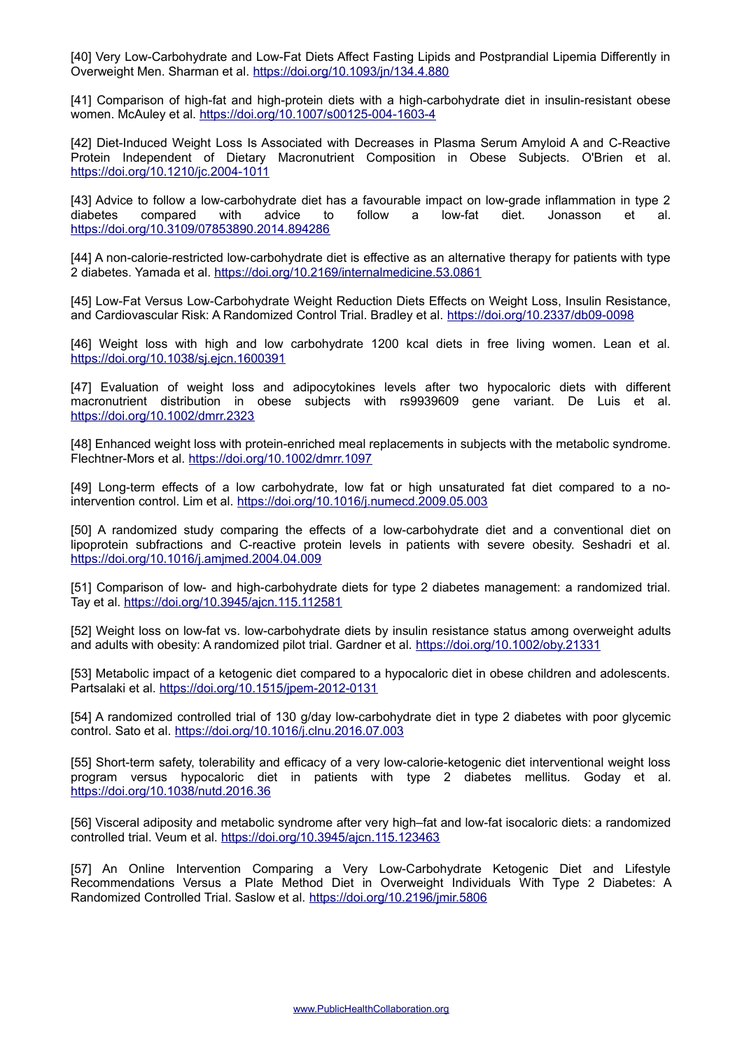[40] Very Low-Carbohydrate and Low-Fat Diets Affect Fasting Lipids and Postprandial Lipemia Differently in Overweight Men. Sharman et al. https://doi.org/10.1093/jn/134.4.880

[41] Comparison of high-fat and high-protein diets with a high-carbohydrate diet in insulin-resistant obese women. McAuley et al. https://doi.org/10.1007/s00125-004-1603-4

[42] Diet-Induced Weight Loss Is Associated with Decreases in Plasma Serum Amyloid A and C-Reactive Protein Independent of Dietary Macronutrient Composition in Obese Subjects. O'Brien et al. https://doi.org/10.1210/jc.2004-1011

[43] Advice to follow a low-carbohydrate diet has a favourable impact on low-grade inflammation in type 2 diabetes compared with advice to follow a low-fat diet. Jonasson et al. https://doi.org/10.3109/07853890.2014.894286

[44] A non-calorie-restricted low-carbohydrate diet is effective as an alternative therapy for patients with type 2 diabetes. Yamada et al. https://doi.org/10.2169/internalmedicine.53.0861

[45] Low-Fat Versus Low-Carbohydrate Weight Reduction Diets Effects on Weight Loss, Insulin Resistance, and Cardiovascular Risk: A Randomized Control Trial. Bradley et al. https://doi.org/10.2337/db09-0098

[46] Weight loss with high and low carbohydrate 1200 kcal diets in free living women. Lean et al. https://doi.org/10.1038/sj.ejcn.1600391

[47] Evaluation of weight loss and adipocytokines levels after two hypocaloric diets with different macronutrient distribution in obese subjects with rs9939609 gene variant. De Luis et al. https://doi.org/10.1002/dmrr.2323

[48] Enhanced weight loss with protein-enriched meal replacements in subjects with the metabolic syndrome. Flechtner-Mors et al. https://doi.org/10.1002/dmrr.1097

[49] Long-term effects of a low carbohydrate, low fat or high unsaturated fat diet compared to a no-intervention control. Lim et al. https://doi.org/10.1016/j.numecd.2009.05.003

[50] A randomized study comparing the effects of a low-carbohydrate diet and a conventional diet on lipoprotein subfractions and C-reactive protein levels in patients with severe obesity. Seshadri et al. https://doi.org/10.1016/j.amjmed.2004.04.009

[51] Comparison of low- and high-carbohydrate diets for type 2 diabetes management: a randomized trial. Tay et al. https://doi.org/10.3945/ajcn.115.112581

[52] Weight loss on low-fat vs. low-carbohydrate diets by insulin resistance status among overweight adults and adults with obesity: A randomized pilot trial. Gardner et al. https://doi.org/10.1002/oby.21331

[53] Metabolic impact of a ketogenic diet compared to a hypocaloric diet in obese children and adolescents. Partsalaki et al. https://doi.org/10.1515/jpem-2012-0131

[54] A randomized controlled trial of 130 g/day low-carbohydrate diet in type 2 diabetes with poor glycemic control. Sato et al. https://doi.org/10.1016/j.clnu.2016.07.003

[55] Short-term safety, tolerability and efficacy of a very low-calorie-ketogenic diet interventional weight loss program versus hypocaloric diet in patients with type 2 diabetes mellitus. Goday et al. https://doi.org/10.1038/nutd.2016.36

[56] Visceral adiposity and metabolic syndrome after very high–fat and low-fat isocaloric diets: a randomized controlled trial. Veum et al. https://doi.org/10.3945/ajcn.115.123463

[57] An Online Intervention Comparing a Very Low-Carbohydrate Ketogenic Diet and Lifestyle Recommendations Versus a Plate Method Diet in Overweight Individuals With Type 2 Diabetes: A Randomized Controlled Trial. Saslow et al. https://doi.org/10.2196/jmir.5806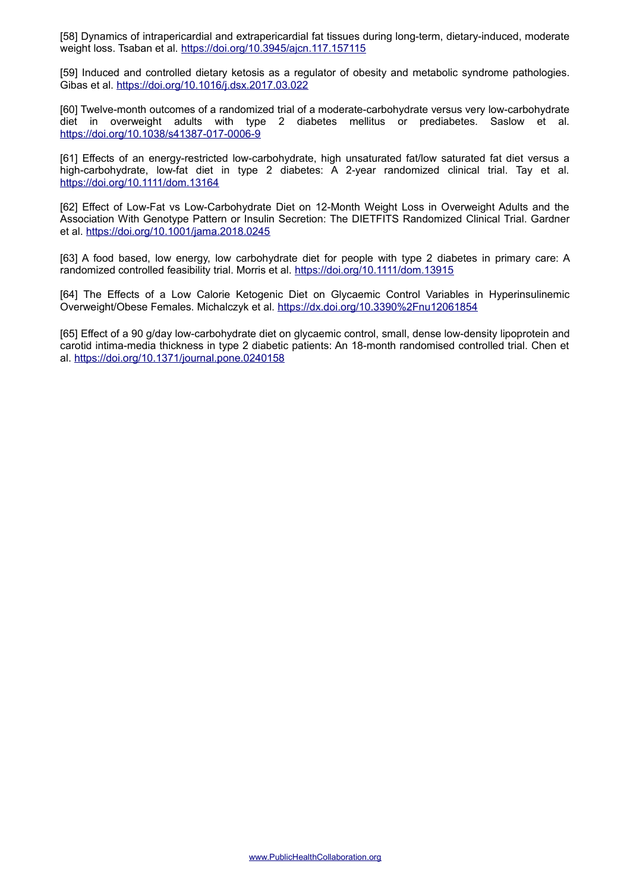[58] Dynamics of intrapericardial and extrapericardial fat tissues during long-term, dietary-induced, moderate weight loss. Tsaban et al. https://doi.org/10.3945/ajcn.117.157115

[59] Induced and controlled dietary ketosis as a regulator of obesity and metabolic syndrome pathologies. Gibas et al. https://doi.org/10.1016/j.dsx.2017.03.022

[60] Twelve-month outcomes of a randomized trial of a moderate-carbohydrate versus very low-carbohydrate diet in overweight adults with type 2 diabetes mellitus or prediabetes. Saslow et al. https://doi.org/10.1038/s41387-017-0006-9

[61] Effects of an energy-restricted low-carbohydrate, high unsaturated fat/low saturated fat diet versus a high-carbohydrate, low-fat diet in type 2 diabetes: A 2-year randomized clinical trial. Tay et al. https://doi.org/10.1111/dom.13164

[62] Effect of Low-Fat vs Low-Carbohydrate Diet on 12-Month Weight Loss in Overweight Adults and the Association With Genotype Pattern or Insulin Secretion: The DIETFITS Randomized Clinical Trial. Gardner et al. https://doi.org/10.1001/jama.2018.0245

[63] A food based, low energy, low carbohydrate diet for people with type 2 diabetes in primary care: A randomized controlled feasibility trial. Morris et al. https://doi.org/10.1111/dom.13915

[64] The Effects of a Low Calorie Ketogenic Diet on Glycaemic Control Variables in Hyperinsulinemic Overweight/Obese Females. Michalczyk et al. https://dx.doi.org/10.3390%2Fnu12061854

[65] Effect of a 90 g/day low-carbohydrate diet on glycaemic control, small, dense low-density lipoprotein and carotid intima-media thickness in type 2 diabetic patients: An 18-month randomised controlled trial. Chen et al. https://doi.org/10.1371/journal.pone.0240158